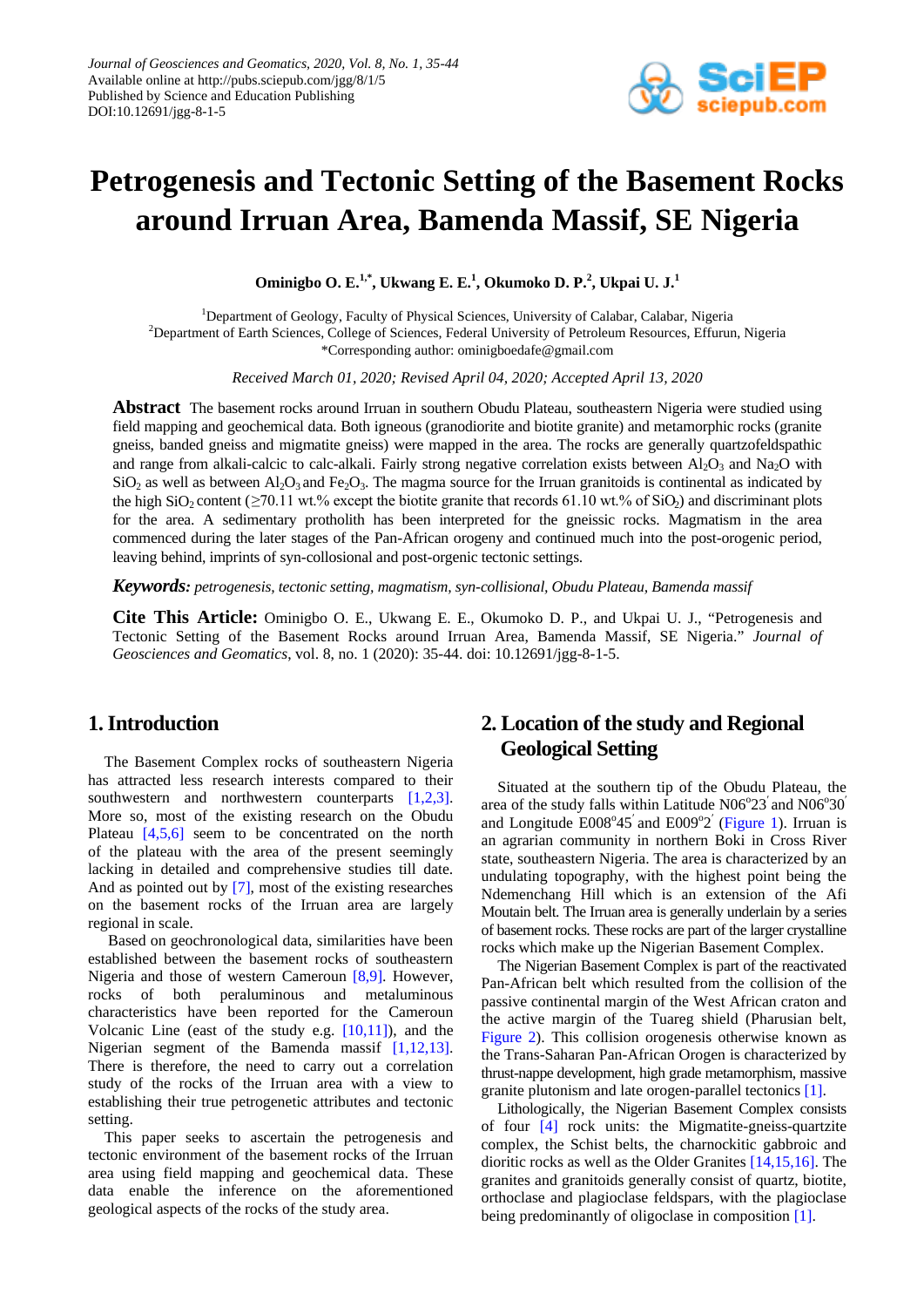# Petrogenesis and Tectonic Setting of the Basement Rocks around Irruan Area, Bamenda Massif, SE Nigeria

**Ominigbo O. E.[1,*], Ukwang E. E.[1], Okumoko D. P.[2], Ukpai U. J.[1]**

[1]Department of Geology, Faculty of Physical Sciences, University of Calabar, Calabar, Nigeria
[2]Department of Earth Sciences, College of Sciences, Federal University of Petroleum Resources, Effurun, Nigeria
*Corresponding author: ominigboedafe@gmail.com

*Received March 01, 2020; Revised April 04, 2020; Accepted April 13, 2020*

**Abstract** The basement rocks around Irruan in southern Obudu Plateau, southeastern Nigeria were studied using field mapping and geochemical data. Both igneous (granodiorite and biotite granite) and metamorphic rocks (granite gneiss, banded gneiss and migmatite gneiss) were mapped in the area. The rocks are generally quartzofeldspathic and range from alkali-calcic to calc-alkali. Fairly strong negative correlation exists between $Al_2O_3$ and $Na_2O$ with $SiO_2$ as well as between $Al_2O_3$ and $Fe_2O_3$. The magma source for the Irruan granitoids is continental as indicated by the high $SiO_2$ content (≥70.11 wt.% except the biotite granite that records 61.10 wt.% of $SiO_2$) and discriminant plots for the area. A sedimentary protolith has been interpreted for the gneissic rocks. Magmatism in the area commenced during the later stages of the Pan-African orogeny and continued much into the post-orogenic period, leaving behind, imprints of syn-collosional and post-orgenic tectonic settings.

***Keywords:*** *petrogenesis, tectonic setting, magmatism, syn-collisional, Obudu Plateau, Bamenda massif*

**Cite This Article:** Ominigbo O. E., Ukwang E. E., Okumoko D. P., and Ukpai U. J., "Petrogenesis and Tectonic Setting of the Basement Rocks around Irruan Area, Bamenda Massif, SE Nigeria." *Journal of Geosciences and Geomatics*, vol. 8, no. 1 (2020): 35-44. doi: 10.12691/jgg-8-1-5.

## 1. Introduction

The Basement Complex rocks of southeastern Nigeria has attracted less research interests compared to their southwestern and northwestern counterparts [1,2,3]. More so, most of the existing research on the Obudu Plateau [4,5,6] seem to be concentrated on the north of the plateau with the area of the present seemingly lacking in detailed and comprehensive studies till date. And as pointed out by [7], most of the existing researches on the basement rocks of the Irruan area are largely regional in scale.

Based on geochronological data, similarities have been established between the basement rocks of southeastern Nigeria and those of western Cameroun [8,9]. However, rocks of both peraluminous and metaluminous characteristics have been reported for the Cameroun Volcanic Line (east of the study e.g. [10,11]), and the Nigerian segment of the Bamenda massif [1,12,13]. There is therefore, the need to carry out a correlation study of the rocks of the Irruan area with a view to establishing their true petrogenetic attributes and tectonic setting.

This paper seeks to ascertain the petrogenesis and tectonic environment of the basement rocks of the Irruan area using field mapping and geochemical data. These data enable the inference on the aforementioned geological aspects of the rocks of the study area.

## 2. Location of the study and Regional Geological Setting

Situated at the southern tip of the Obudu Plateau, the area of the study falls within Latitude N06°23′ and N06°30′ and Longitude E008°45′ and E009°2′ (Figure 1). Irruan is an agrarian community in northern Boki in Cross River state, southeastern Nigeria. The area is characterized by an undulating topography, with the highest point being the Ndemenchang Hill which is an extension of the Afi Moutain belt. The Irruan area is generally underlain by a series of basement rocks. These rocks are part of the larger crystalline rocks which make up the Nigerian Basement Complex.

The Nigerian Basement Complex is part of the reactivated Pan-African belt which resulted from the collision of the passive continental margin of the West African craton and the active margin of the Tuareg shield (Pharusian belt, Figure 2). This collision orogenesis otherwise known as the Trans-Saharan Pan-African Orogen is characterized by thrust-nappe development, high grade metamorphism, massive granite plutonism and late orogen-parallel tectonics [1].

Lithologically, the Nigerian Basement Complex consists of four [4] rock units: the Migmatite-gneiss-quartzite complex, the Schist belts, the charnockitic gabbroic and dioritic rocks as well as the Older Granites [14,15,16]. The granites and granitoids generally consist of quartz, biotite, orthoclase and plagioclase feldspars, with the plagioclase being predominantly of oligoclase in composition [1].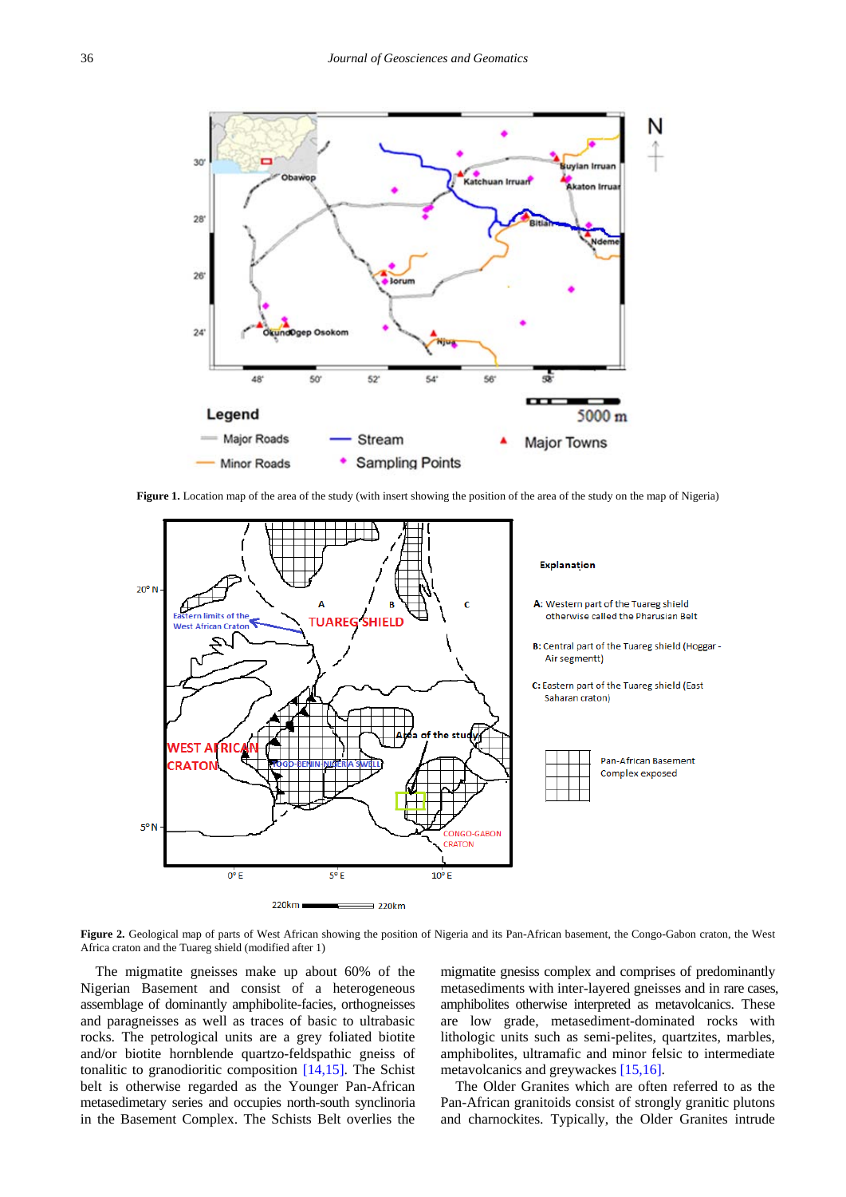Figure 1. Location map of the area of the study (with insert showing the position of the area of the study on the map of Nigeria)

Figure 2. Geological map of parts of West African showing the position of Nigeria and its Pan-African basement, the Congo-Gabon craton, the West Africa craton and the Tuareg shield (modified after 1)

The migmatite gneisses make up about 60% of the Nigerian Basement and consist of a heterogeneous assemblage of dominantly amphibolite-facies, orthogneisses and paragneisses as well as traces of basic to ultrabasic rocks. The petrological units are a grey foliated biotite and/or biotite hornblende quartzo-feldspathic gneiss of tonalitic to granodioritic composition [14,15]. The Schist belt is otherwise regarded as the Younger Pan-African metasedimetary series and occupies north-south synclinoria in the Basement Complex. The Schists Belt overlies the migmatite gnesiss complex and comprises of predominantly metasediments with inter-layered gneisses and in rare cases, amphibolites otherwise interpreted as metavolcanics. These are low grade, metasediment-dominated rocks with lithologic units such as semi-pelites, quartzites, marbles, amphibolites, ultramafic and minor felsic to intermediate metavolcanics and greywackes [15,16].

The Older Granites which are often referred to as the Pan-African granitoids consist of strongly granitic plutons and charnockites. Typically, the Older Granites intrude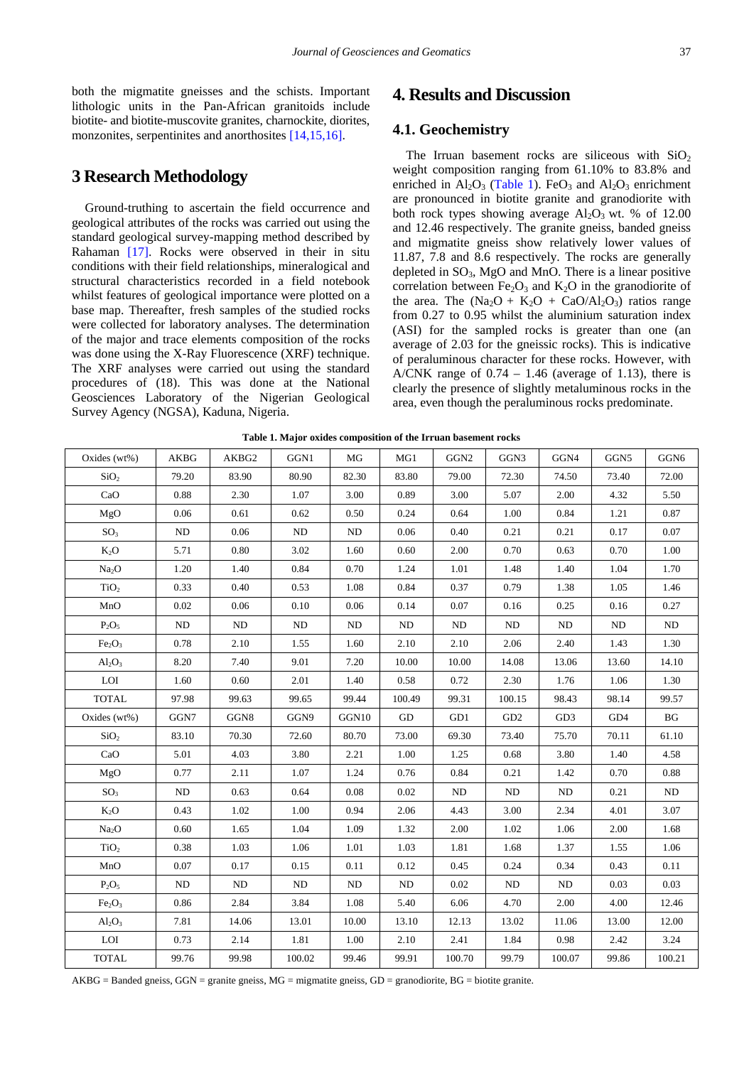both the migmatite gneisses and the schists. Important lithologic units in the Pan-African granitoids include biotite- and biotite-muscovite granites, charnockite, diorites, monzonites, serpentinites and anorthosites [14,15,16].

## 3 Research Methodology

Ground-truthing to ascertain the field occurrence and geological attributes of the rocks was carried out using the standard geological survey-mapping method described by Rahaman [17]. Rocks were observed in their in situ conditions with their field relationships, mineralogical and structural characteristics recorded in a field notebook whilst features of geological importance were plotted on a base map. Thereafter, fresh samples of the studied rocks were collected for laboratory analyses. The determination of the major and trace elements composition of the rocks was done using the X-Ray Fluorescence (XRF) technique. The XRF analyses were carried out using the standard procedures of (18). This was done at the National Geosciences Laboratory of the Nigerian Geological Survey Agency (NGSA), Kaduna, Nigeria.

## 4. Results and Discussion

### 4.1. Geochemistry

The Irruan basement rocks are siliceous with $SiO_2$ weight composition ranging from 61.10% to 83.8% and enriched in $Al_2O_3$ (Table 1). $FeO_3$ and $Al_2O_3$ enrichment are pronounced in biotite granite and granodiorite with both rock types showing average $Al_2O_3$ wt. % of 12.00 and 12.46 respectively. The granite gneiss, banded gneiss and migmatite gneiss show relatively lower values of 11.87, 7.8 and 8.6 respectively. The rocks are generally depleted in $SO_3$, MgO and MnO. There is a linear positive correlation between $Fe_2O_3$ and $K_2O$ in the granodiorite of the area. The ($Na_2O + K_2O + CaO/Al_2O_3$) ratios range from 0.27 to 0.95 whilst the aluminium saturation index (ASI) for the sampled rocks is greater than one (an average of 2.03 for the gneissic rocks). This is indicative of peraluminous character for these rocks. However, with A/CNK range of 0.74 – 1.46 (average of 1.13), there is clearly the presence of slightly metaluminous rocks in the area, even though the peraluminous rocks predominate.

**Table 1. Major oxides composition of the Irruan basement rocks**

| Oxides (wt%) | AKBG | AKBG2 | GGN1 | MG | MG1 | GGN2 | GGN3 | GGN4 | GGN5 | GGN6 |
|---|---|---|---|---|---|---|---|---|---|---|
| $SiO_2$ | 79.20 | 83.90 | 80.90 | 82.30 | 83.80 | 79.00 | 72.30 | 74.50 | 73.40 | 72.00 |
| CaO | 0.88 | 2.30 | 1.07 | 3.00 | 0.89 | 3.00 | 5.07 | 2.00 | 4.32 | 5.50 |
| MgO | 0.06 | 0.61 | 0.62 | 0.50 | 0.24 | 0.64 | 1.00 | 0.84 | 1.21 | 0.87 |
| $SO_3$ | ND | 0.06 | ND | ND | 0.06 | 0.40 | 0.21 | 0.21 | 0.17 | 0.07 |
| $K_2O$ | 5.71 | 0.80 | 3.02 | 1.60 | 0.60 | 2.00 | 0.70 | 0.63 | 0.70 | 1.00 |
| $Na_2O$ | 1.20 | 1.40 | 0.84 | 0.70 | 1.24 | 1.01 | 1.48 | 1.40 | 1.04 | 1.70 |
| $TiO_2$ | 0.33 | 0.40 | 0.53 | 1.08 | 0.84 | 0.37 | 0.79 | 1.38 | 1.05 | 1.46 |
| MnO | 0.02 | 0.06 | 0.10 | 0.06 | 0.14 | 0.07 | 0.16 | 0.25 | 0.16 | 0.27 |
| $P_2O_5$ | ND | ND | ND | ND | ND | ND | ND | ND | ND | ND |
| $Fe_2O_3$ | 0.78 | 2.10 | 1.55 | 1.60 | 2.10 | 2.10 | 2.06 | 2.40 | 1.43 | 1.30 |
| $Al_2O_3$ | 8.20 | 7.40 | 9.01 | 7.20 | 10.00 | 10.00 | 14.08 | 13.06 | 13.60 | 14.10 |
| LOI | 1.60 | 0.60 | 2.01 | 1.40 | 0.58 | 0.72 | 2.30 | 1.76 | 1.06 | 1.30 |
| TOTAL | 97.98 | 99.63 | 99.65 | 99.44 | 100.49 | 99.31 | 100.15 | 98.43 | 98.14 | 99.57 |
| Oxides (wt%) | GGN7 | GGN8 | GGN9 | GGN10 | GD | GD1 | GD2 | GD3 | GD4 | BG |
| $SiO_2$ | 83.10 | 70.30 | 72.60 | 80.70 | 73.00 | 69.30 | 73.40 | 75.70 | 70.11 | 61.10 |
| CaO | 5.01 | 4.03 | 3.80 | 2.21 | 1.00 | 1.25 | 0.68 | 3.80 | 1.40 | 4.58 |
| MgO | 0.77 | 2.11 | 1.07 | 1.24 | 0.76 | 0.84 | 0.21 | 1.42 | 0.70 | 0.88 |
| $SO_3$ | ND | 0.63 | 0.64 | 0.08 | 0.02 | ND | ND | ND | 0.21 | ND |
| $K_2O$ | 0.43 | 1.02 | 1.00 | 0.94 | 2.06 | 4.43 | 3.00 | 2.34 | 4.01 | 3.07 |
| $Na_2O$ | 0.60 | 1.65 | 1.04 | 1.09 | 1.32 | 2.00 | 1.02 | 1.06 | 2.00 | 1.68 |
| $TiO_2$ | 0.38 | 1.03 | 1.06 | 1.01 | 1.03 | 1.81 | 1.68 | 1.37 | 1.55 | 1.06 |
| MnO | 0.07 | 0.17 | 0.15 | 0.11 | 0.12 | 0.45 | 0.24 | 0.34 | 0.43 | 0.11 |
| $P_2O_5$ | ND | ND | ND | ND | ND | 0.02 | ND | ND | 0.03 | 0.03 |
| $Fe_2O_3$ | 0.86 | 2.84 | 3.84 | 1.08 | 5.40 | 6.06 | 4.70 | 2.00 | 4.00 | 12.46 |
| $Al_2O_3$ | 7.81 | 14.06 | 13.01 | 10.00 | 13.10 | 12.13 | 13.02 | 11.06 | 13.00 | 12.00 |
| LOI | 0.73 | 2.14 | 1.81 | 1.00 | 2.10 | 2.41 | 1.84 | 0.98 | 2.42 | 3.24 |
| TOTAL | 99.76 | 99.98 | 100.02 | 99.46 | 99.91 | 100.70 | 99.79 | 100.07 | 99.86 | 100.21 |

AKBG = Banded gneiss, GGN = granite gneiss, MG = migmatite gneiss, GD = granodiorite, BG = biotite granite.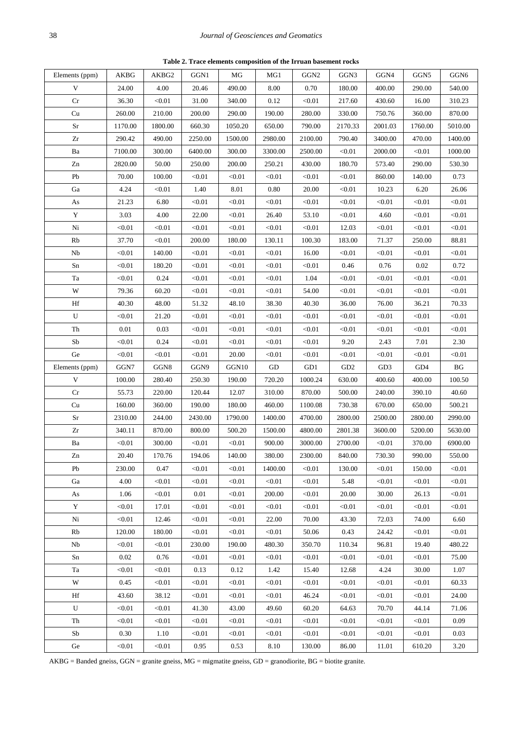**Table 2. Trace elements composition of the Irruan basement rocks**

| Elements (ppm) | AKBG | AKBG2 | GGN1 | MG | MG1 | GGN2 | GGN3 | GGN4 | GGN5 | GGN6 |
|---|---|---|---|---|---|---|---|---|---|---|
| V | 24.00 | 4.00 | 20.46 | 490.00 | 8.00 | 0.70 | 180.00 | 400.00 | 290.00 | 540.00 |
| Cr | 36.30 | <0.01 | 31.00 | 340.00 | 0.12 | <0.01 | 217.60 | 430.60 | 16.00 | 310.23 |
| Cu | 260.00 | 210.00 | 200.00 | 290.00 | 190.00 | 280.00 | 330.00 | 750.76 | 360.00 | 870.00 |
| Sr | 1170.00 | 1800.00 | 660.30 | 1050.20 | 650.00 | 790.00 | 2170.33 | 2001.03 | 1760.00 | 5010.00 |
| Zr | 290.42 | 490.00 | 2250.00 | 1500.00 | 2980.00 | 2100.00 | 790.40 | 3400.00 | 470.00 | 1400.00 |
| Ba | 7100.00 | 300.00 | 6400.00 | 300.00 | 3300.00 | 2500.00 | <0.01 | 2000.00 | <0.01 | 1000.00 |
| Zn | 2820.00 | 50.00 | 250.00 | 200.00 | 250.21 | 430.00 | 180.70 | 573.40 | 290.00 | 530.30 |
| Pb | 70.00 | 100.00 | <0.01 | <0.01 | <0.01 | <0.01 | <0.01 | 860.00 | 140.00 | 0.73 |
| Ga | 4.24 | <0.01 | 1.40 | 8.01 | 0.80 | 20.00 | <0.01 | 10.23 | 6.20 | 26.06 |
| As | 21.23 | 6.80 | <0.01 | <0.01 | <0.01 | <0.01 | <0.01 | <0.01 | <0.01 | <0.01 |
| Y | 3.03 | 4.00 | 22.00 | <0.01 | 26.40 | 53.10 | <0.01 | 4.60 | <0.01 | <0.01 |
| Ni | <0.01 | <0.01 | <0.01 | <0.01 | <0.01 | <0.01 | 12.03 | <0.01 | <0.01 | <0.01 |
| Rb | 37.70 | <0.01 | 200.00 | 180.00 | 130.11 | 100.30 | 183.00 | 71.37 | 250.00 | 88.81 |
| Nb | <0.01 | 140.00 | <0.01 | <0.01 | <0.01 | 16.00 | <0.01 | <0.01 | <0.01 | <0.01 |
| Sn | <0.01 | 180.20 | <0.01 | <0.01 | <0.01 | <0.01 | 0.46 | 0.76 | 0.02 | 0.72 |
| Ta | <0.01 | 0.24 | <0.01 | <0.01 | <0.01 | 1.04 | <0.01 | <0.01 | <0.01 | <0.01 |
| W | 79.36 | 60.20 | <0.01 | <0.01 | <0.01 | 54.00 | <0.01 | <0.01 | <0.01 | <0.01 |
| Hf | 40.30 | 48.00 | 51.32 | 48.10 | 38.30 | 40.30 | 36.00 | 76.00 | 36.21 | 70.33 |
| U | <0.01 | 21.20 | <0.01 | <0.01 | <0.01 | <0.01 | <0.01 | <0.01 | <0.01 | <0.01 |
| Th | 0.01 | 0.03 | <0.01 | <0.01 | <0.01 | <0.01 | <0.01 | <0.01 | <0.01 | <0.01 |
| Sb | <0.01 | 0.24 | <0.01 | <0.01 | <0.01 | <0.01 | 9.20 | 2.43 | 7.01 | 2.30 |
| Ge | <0.01 | <0.01 | <0.01 | 20.00 | <0.01 | <0.01 | <0.01 | <0.01 | <0.01 | <0.01 |
| Elements (ppm) | GGN7 | GGN8 | GGN9 | GGN10 | GD | GD1 | GD2 | GD3 | GD4 | BG |
| V | 100.00 | 280.40 | 250.30 | 190.00 | 720.20 | 1000.24 | 630.00 | 400.60 | 400.00 | 100.50 |
| Cr | 55.73 | 220.00 | 120.44 | 12.07 | 310.00 | 870.00 | 500.00 | 240.00 | 390.10 | 40.60 |
| Cu | 160.00 | 360.00 | 190.00 | 180.00 | 460.00 | 1100.08 | 730.38 | 670.00 | 650.00 | 500.21 |
| Sr | 2310.00 | 244.00 | 2430.00 | 1790.00 | 1400.00 | 4700.00 | 2800.00 | 2500.00 | 2800.00 | 2990.00 |
| Zr | 340.11 | 870.00 | 800.00 | 500.20 | 1500.00 | 4800.00 | 2801.38 | 3600.00 | 5200.00 | 5630.00 |
| Ba | <0.01 | 300.00 | <0.01 | <0.01 | 900.00 | 3000.00 | 2700.00 | <0.01 | 370.00 | 6900.00 |
| Zn | 20.40 | 170.76 | 194.06 | 140.00 | 380.00 | 2300.00 | 840.00 | 730.30 | 990.00 | 550.00 |
| Pb | 230.00 | 0.47 | <0.01 | <0.01 | 1400.00 | <0.01 | 130.00 | <0.01 | 150.00 | <0.01 |
| Ga | 4.00 | <0.01 | <0.01 | <0.01 | <0.01 | <0.01 | 5.48 | <0.01 | <0.01 | <0.01 |
| As | 1.06 | <0.01 | 0.01 | <0.01 | 200.00 | <0.01 | 20.00 | 30.00 | 26.13 | <0.01 |
| Y | <0.01 | 17.01 | <0.01 | <0.01 | <0.01 | <0.01 | <0.01 | <0.01 | <0.01 | <0.01 |
| Ni | <0.01 | 12.46 | <0.01 | <0.01 | 22.00 | 70.00 | 43.30 | 72.03 | 74.00 | 6.60 |
| Rb | 120.00 | 180.00 | <0.01 | <0.01 | <0.01 | 50.06 | 0.43 | 24.42 | <0.01 | <0.01 |
| Nb | <0.01 | <0.01 | 230.00 | 190.00 | 480.30 | 350.70 | 110.34 | 96.81 | 19.40 | 480.22 |
| Sn | 0.02 | 0.76 | <0.01 | <0.01 | <0.01 | <0.01 | <0.01 | <0.01 | <0.01 | 75.00 |
| Ta | <0.01 | <0.01 | 0.13 | 0.12 | 1.42 | 15.40 | 12.68 | 4.24 | 30.00 | 1.07 |
| W | 0.45 | <0.01 | <0.01 | <0.01 | <0.01 | <0.01 | <0.01 | <0.01 | <0.01 | 60.33 |
| Hf | 43.60 | 38.12 | <0.01 | <0.01 | <0.01 | 46.24 | <0.01 | <0.01 | <0.01 | 24.00 |
| U | <0.01 | <0.01 | 41.30 | 43.00 | 49.60 | 60.20 | 64.63 | 70.70 | 44.14 | 71.06 |
| Th | <0.01 | <0.01 | <0.01 | <0.01 | <0.01 | <0.01 | <0.01 | <0.01 | <0.01 | 0.09 |
| Sb | 0.30 | 1.10 | <0.01 | <0.01 | <0.01 | <0.01 | <0.01 | <0.01 | <0.01 | 0.03 |
| Ge | <0.01 | <0.01 | 0.95 | 0.53 | 8.10 | 130.00 | 86.00 | 11.01 | 610.20 | 3.20 |

AKBG = Banded gneiss, GGN = granite gneiss, MG = migmatite gneiss, GD = granodiorite, BG = biotite granite.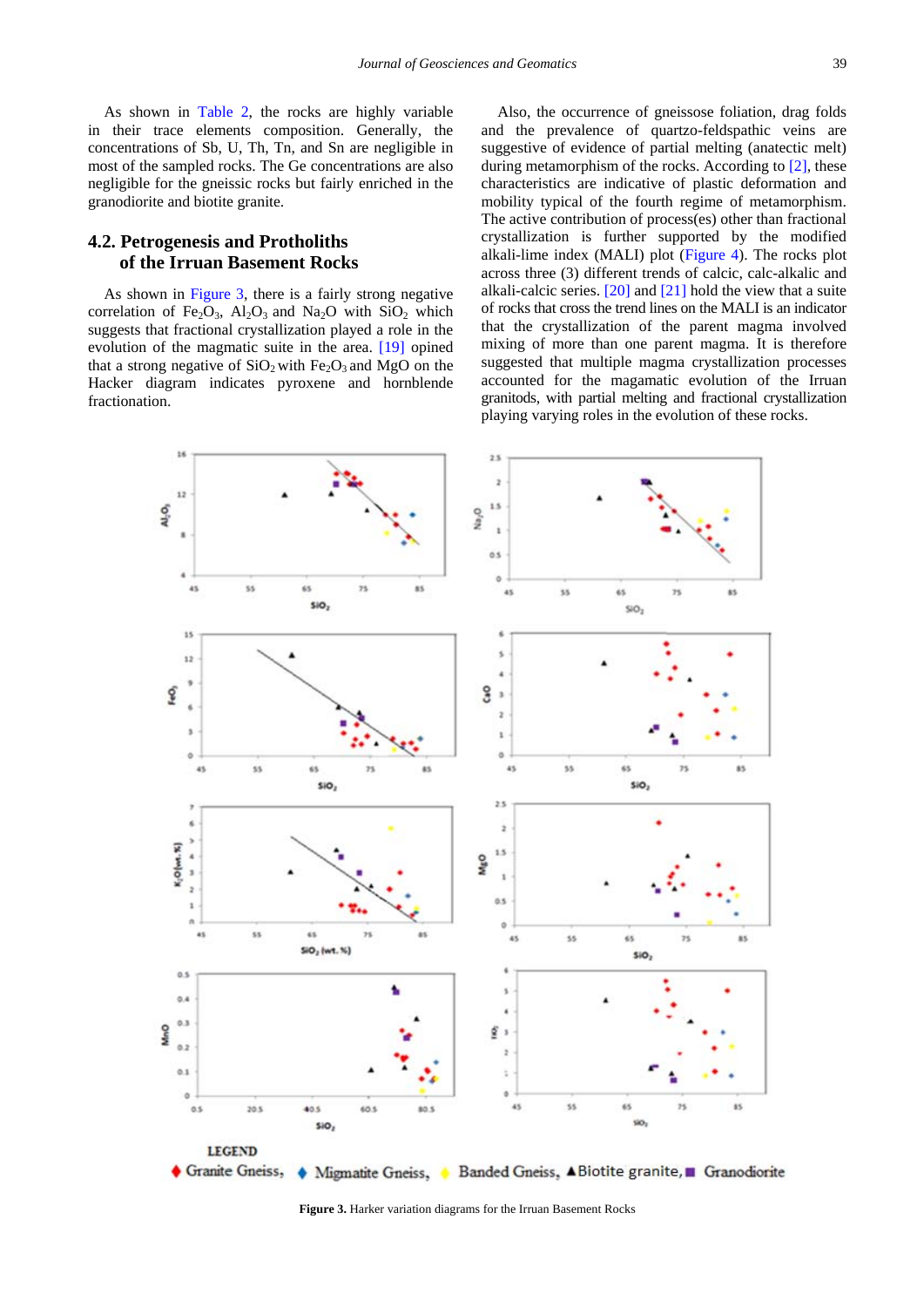As shown in Table 2, the rocks are highly variable in their trace elements composition. Generally, the concentrations of Sb, U, Th, Tn, and Sn are negligible in most of the sampled rocks. The Ge concentrations are also negligible for the gneissic rocks but fairly enriched in the granodiorite and biotite granite.

## 4.2. Petrogenesis and Protholiths of the Irruan Basement Rocks

As shown in Figure 3, there is a fairly strong negative correlation of $Fe_2O_3$, $Al_2O_3$ and $Na_2O$ with $SiO_2$ which suggests that fractional crystallization played a role in the evolution of the magmatic suite in the area. [19] opined that a strong negative of $SiO_2$ with $Fe_2O_3$ and MgO on the Hacker diagram indicates pyroxene and hornblende fractionation.

Also, the occurrence of gneissose foliation, drag folds and the prevalence of quartzo-feldspathic veins are suggestive of evidence of partial melting (anatectic melt) during metamorphism of the rocks. According to [2], these characteristics are indicative of plastic deformation and mobility typical of the fourth regime of metamorphism. The active contribution of process(es) other than fractional crystallization is further supported by the modified alkali-lime index (MALI) plot (Figure 4). The rocks plot across three (3) different trends of calcic, calc-alkalic and alkali-calcic series. [20] and [21] hold the view that a suite of rocks that cross the trend lines on the MALI is an indicator that the crystallization of the parent magma involved mixing of more than one parent magma. It is therefore suggested that multiple magma crystallization processes accounted for the magamatic evolution of the Irruan granitods, with partial melting and fractional crystallization playing varying roles in the evolution of these rocks.

**Figure 3.** Harker variation diagrams for the Irruan Basement Rocks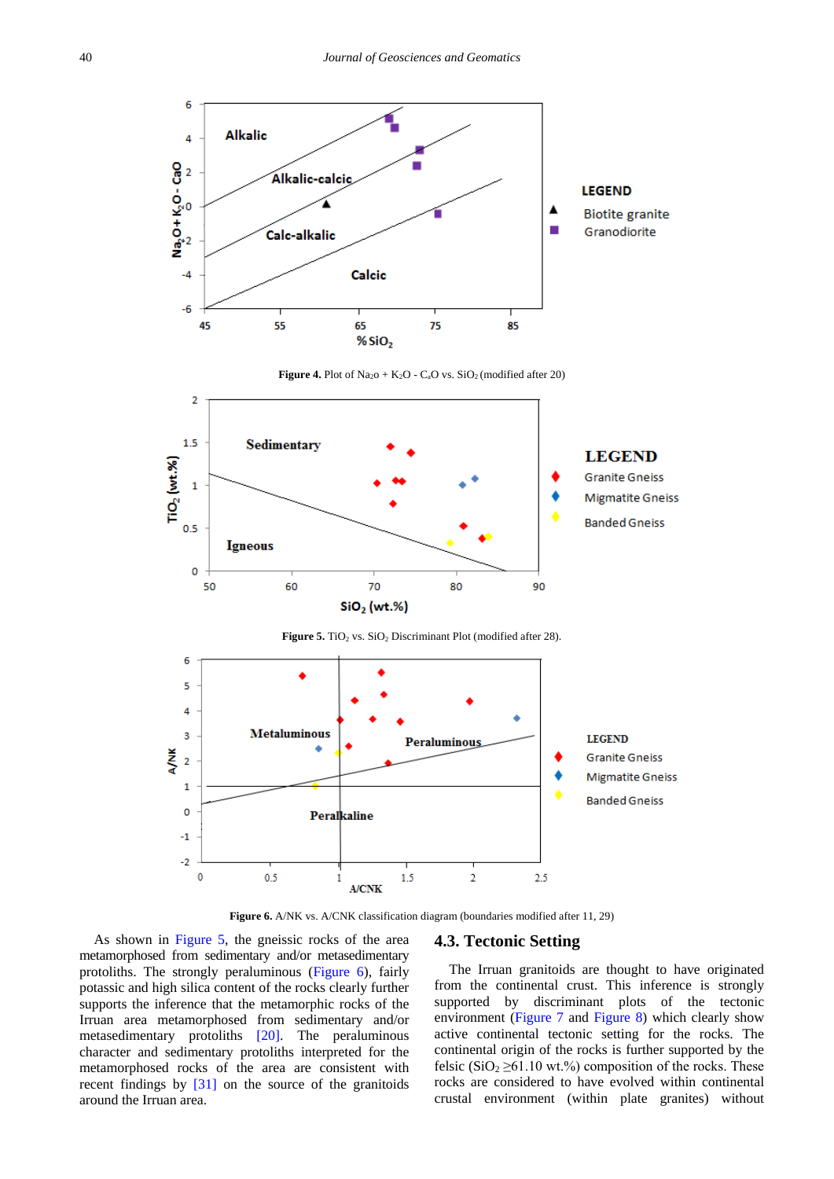Figure 4. Plot of $Na_2O + K_2O - CaO$ vs. $SiO_2$ (modified after 20)

Figure 5. $TiO_2$ vs. $SiO_2$ Discriminant Plot (modified after 28).

Figure 6. A/NK vs. A/CNK classification diagram (boundaries modified after 11, 29)

As shown in Figure 5, the gneissic rocks of the area metamorphosed from sedimentary and/or metasedimentary protoliths. The strongly peraluminous (Figure 6), fairly potassic and high silica content of the rocks clearly further supports the inference that the metamorphic rocks of the Irruan area metamorphosed from sedimentary and/or metasedimentary protoliths [20]. The peraluminous character and sedimentary protoliths interpreted for the metamorphosed rocks of the area are consistent with recent findings by [31] on the source of the granitoids around the Irruan area.

### 4.3. Tectonic Setting

The Irruan granitoids are thought to have originated from the continental crust. This inference is strongly supported by discriminant plots of the tectonic environment (Figure 7 and Figure 8) which clearly show active continental tectonic setting for the rocks. The continental origin of the rocks is further supported by the felsic ($SiO_2 \geq 61.10$ wt.%) composition of the rocks. These rocks are considered to have evolved within continental crustal environment (within plate granites) without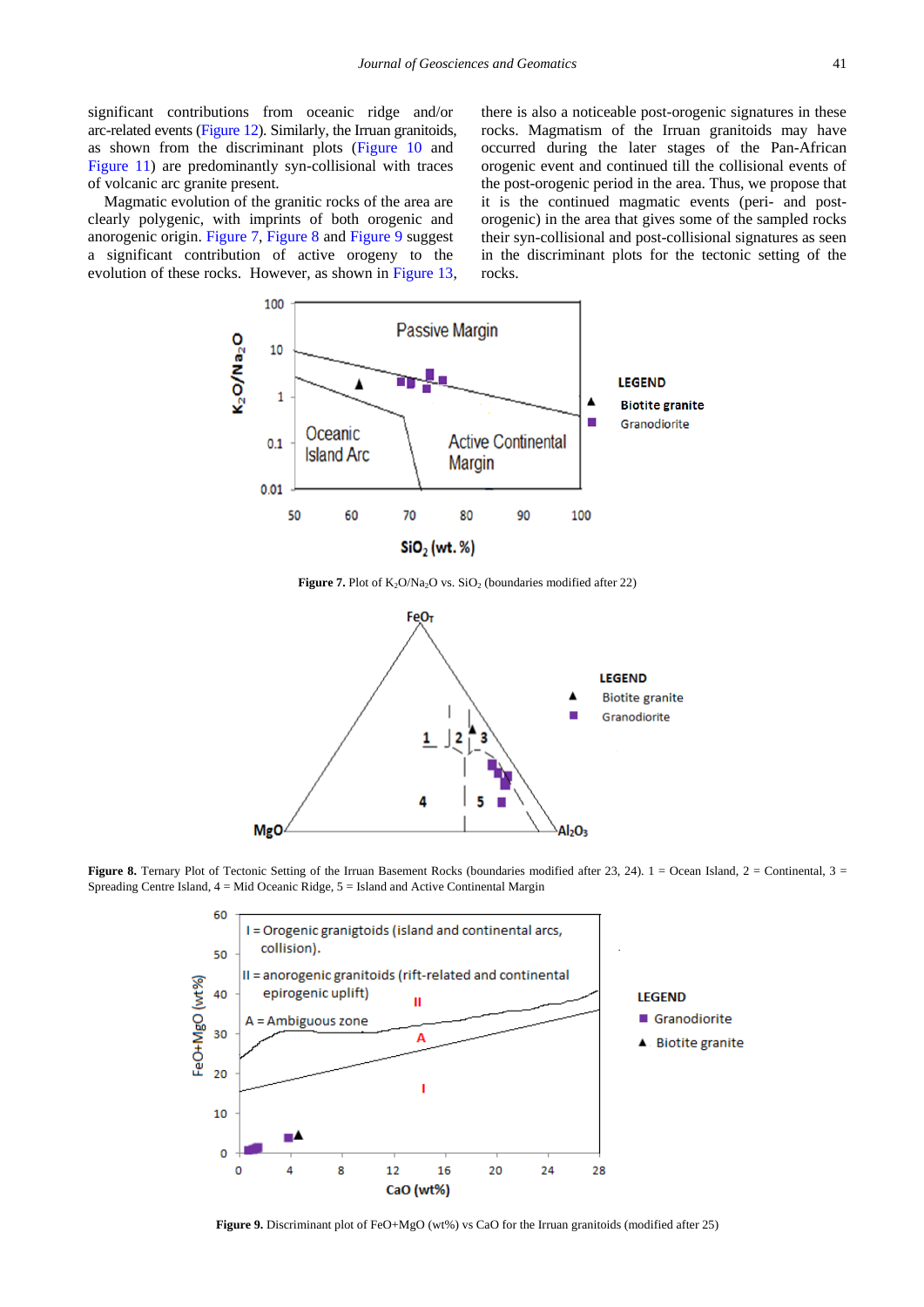significant contributions from oceanic ridge and/or arc-related events (Figure 12). Similarly, the Irruan granitoids, as shown from the discriminant plots (Figure 10 and Figure 11) are predominantly syn-collisional with traces of volcanic arc granite present.

Magmatic evolution of the granitic rocks of the area are clearly polygenic, with imprints of both orogenic and anorogenic origin. Figure 7, Figure 8 and Figure 9 suggest a significant contribution of active orogeny to the evolution of these rocks. However, as shown in Figure 13, there is also a noticeable post-orogenic signatures in these rocks. Magmatism of the Irruan granitoids may have occurred during the later stages of the Pan-African orogenic event and continued till the collisional events of the post-orogenic period in the area. Thus, we propose that it is the continued magmatic events (peri- and post-orogenic) in the area that gives some of the sampled rocks their syn-collisional and post-collisional signatures as seen in the discriminant plots for the tectonic setting of the rocks.

**Figure 7.** Plot of $K_2O/Na_2O$ vs. $SiO_2$ (boundaries modified after 22)

**Figure 8.** Ternary Plot of Tectonic Setting of the Irruan Basement Rocks (boundaries modified after 23, 24). 1 = Ocean Island, 2 = Continental, 3 = Spreading Centre Island, 4 = Mid Oceanic Ridge, 5 = Island and Active Continental Margin

**Figure 9.** Discriminant plot of FeO+MgO (wt%) vs CaO for the Irruan granitoids (modified after 25)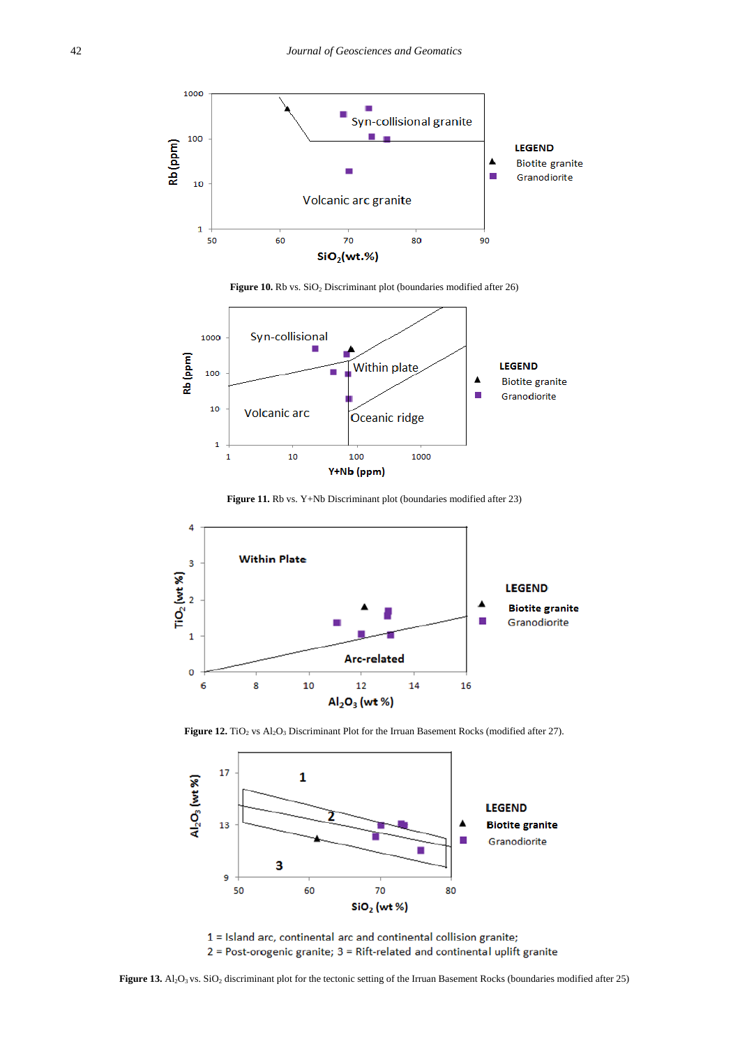**Figure 10.** Rb vs. $SiO_2$ Discriminant plot (boundaries modified after 26)

**Figure 11.** Rb vs. Y+Nb Discriminant plot (boundaries modified after 23)

**Figure 12.** $TiO_2$ vs $Al_2O_3$ Discriminant Plot for the Irruan Basement Rocks (modified after 27).

1 = Island arc, continental arc and continental collision granite;
2 = Post-orogenic granite; 3 = Rift-related and continental uplift granite

**Figure 13.** $Al_2O_3$ vs. $SiO_2$ discriminant plot for the tectonic setting of the Irruan Basement Rocks (boundaries modified after 25)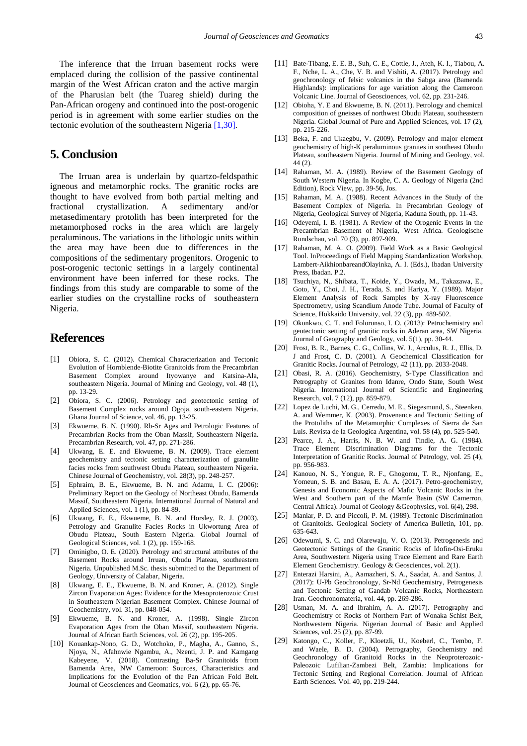The inference that the Irruan basement rocks were emplaced during the collision of the passive continental margin of the West African craton and the active margin of the Pharusian belt (the Tuareg shield) during the Pan-African orogeny and continued into the post-orogenic period is in agreement with some earlier studies on the tectonic evolution of the southeastern Nigeria [1,30].

## 5. Conclusion

The Irruan area is underlain by quartzo-feldspathic igneous and metamorphic rocks. The granitic rocks are thought to have evolved from both partial melting and fractional crystallization. A sedimentary and/or metasedimentary protolith has been interpreted for the metamorphosed rocks in the area which are largely peraluminous. The variations in the lithologic units within the area may have been due to differences in the compositions of the sedimentary progenitors. Orogenic to post-orogenic tectonic settings in a largely continental environment have been inferred for these rocks. The findings from this study are comparable to some of the earlier studies on the crystalline rocks of southeastern Nigeria.

## References

[1] Obiora, S. C. (2012). Chemical Characterization and Tectonic Evolution of Hornblende-Biotite Granitoids from the Precambrian Basement Complex around Ityowanye and Katsina-Ala, southeastern Nigeria. Journal of Mining and Geology, vol. 48 (1), pp. 13-29.

[2] Obiora, S. C. (2006). Petrology and geotectonic setting of Basement Complex rocks around Ogoja, south-eastern Nigeria. Ghana Journal of Science, vol. 46, pp. 13-25.

[3] Ekwueme, B. N. (1990). Rb-Sr Ages and Petrologic Features of Precambrian Rocks from the Oban Massif, Southeastern Nigeria. Precambrian Research, vol. 47, pp. 271-286.

[4] Ukwang, E. E. and Ekwueme, B. N. (2009). Trace element geochemistry and tectonic setting characterization of granulite facies rocks from southwest Obudu Plateau, southeastern Nigeria. Chinese Journal of Geochemistry, vol. 28(3), pp. 248-257.

[5] Ephraim, B. E., Ekwueme, B. N. and Adamu, I. C. (2006): Preliminary Report on the Geology of Northeast Obudu, Bamenda Massif, Southeastern Nigeria. International Journal of Natural and Applied Sciences, vol. 1 (1), pp. 84-89.

[6] Ukwang, E. E., Ekwueme, B. N. and Horsley, R. J. (2003). Petrology and Granulite Facies Rocks in Ukwortung Area of Obudu Plateau, South Eastern Nigeria. Global Journal of Geological Sciences, vol. 1 (2), pp. 159-168.

[7] Ominigbo, O. E. (2020). Petrology and structural attributes of the Basement Rocks around Irruan, Obudu Plateau, southeastern Nigeria. Unpublished M.Sc. thesis submitted to the Department of Geology, University of Calabar, Nigeria.

[8] Ukwang, E. E., Ekwueme, B. N. and Kroner, A. (2012). Single Zircon Evaporation Ages: Evidence for the Mesoproterozoic Crust in Southeastern Nigerian Basement Complex. Chinese Journal of Geochemistry, vol. 31, pp. 048-054.

[9] Ekwueme, B. N. and Kroner, A. (1998). Single Zircon Evaporation Ages from the Oban Massif, southeastern Nigeria. Journal of African Earth Sciences, vol. 26 (2), pp. 195-205.

[10] Kouankap-Nono, G. D., Wotchoko, P., Magha, A., Ganno, S., Njoya, N., Afahnwie Ngambu, A., Nzenti, J. P. and Kamgang Kabeyene, V. (2018). Contrasting Ba-Sr Granitoids from Bamenda Area, NW Cameroon: Sources, Characteristics and Implications for the Evolution of the Pan African Fold Belt. Journal of Geosciences and Geomatics, vol. 6 (2), pp. 65-76.

[11] Bate-Tibang, E. E. B., Suh, C. E., Cottle, J., Ateh, K. I., Tiabou, A. F., Nche, L. A., Che, V. B. and Vishiti, A. (2017). Petrology and geochronology of felsic volcanics in the Sabga area (Bamenda Highlands): implications for age variation along the Cameroon Volcanic Line. Journal of Geoscioences, vol. 62, pp. 231-246.

[12] Obioha, Y. E and Ekwueme, B. N. (2011). Petrology and chemical composition of gneisses of northwest Obudu Plateau, southeastern Nigeria. Global Journal of Pure and Applied Sciences, vol. 17 (2), pp. 215-226.

[13] Beka, F. and Ukaegbu, V. (2009). Petrology and major element geochemistry of high-K peraluminous granites in southeast Obudu Plateau, southeastern Nigeria. Journal of Mining and Geology, vol. 44 (2).

[14] Rahaman, M. A. (1989). Review of the Basement Geology of South Western Nigeria. In Kogbe, C. A. Geology of Nigeria (2nd Edition), Rock View, pp. 39-56, Jos.

[15] Rahaman, M. A. (1988). Recent Advances in the Study of the Basement Complex of Nigeria. In Precambrian Geology of Nigeria, Geological Survey of Nigeria, Kaduna South, pp. 11-43.

[16] Odeyemi, I. B. (1981). A Review of the Orogenic Events in the Precambrian Basement of Nigeria, West Africa. Geologische Rundschau, vol. 70 (3), pp. 897-909.

[17] Rahaman, M. A. O. (2009). Field Work as a Basic Geological Tool. InProceedings of Field Mapping Standardization Workshop, Lambert-AikhionbareandOlayinka, A. I. (Eds.), Ibadan University Press, Ibadan. P.2.

[18] Tsuchiya, N., Shibata, T., Koide, Y., Owada, M., Takazawa, E., Goto, Y., Choi, J. H., Terada, S. and Hariya, Y. (1989). Major Element Analysis of Rock Samples by X-ray Fluorescence Spectrometry, using Scandium Anode Tube. Journal of Faculty of Science, Hokkaido University, vol. 22 (3), pp. 489-502.

[19] Okonkwo, C. T. and Folorunso, I. O. (2013): Petrochemistry and geotectonic setting of granitic rocks in Aderan area, SW Nigeria. Journal of Geography and Geology, vol. 5(1), pp. 30-44.

[20] Frost, B. R., Barnes, C. G., Collins, W. J., Arculus, R. J., Ellis, D. J and Frost, C. D. (2001). A Geochemical Classification for Granitic Rocks. Journal of Petrology, 42 (11), pp. 2033-2048.

[21] Obasi, R. A. (2016). Geochemistry, S-Type Classification and Petrography of Granites from Idanre, Ondo State, South West Nigeria. International Journal of Scientific and Engineering Research, vol. 7 (12), pp. 859-879.

[22] Lopez de Luchi, M. G., Cerredo, M. E., Siegesmund, S., Steenken, A. and Wemmer, K. (2003). Provenance and Tectonic Setting of the Protoliths of the Metamorphic Complexes of Sierra de San Luis. Revista de la Geologica Argentina, vol. 58 (4), pp. 525-540.

[23] Pearce, J. A., Harris, N. B. W. and Tindle, A. G. (1984). Trace Element Discrimination Diagrams for the Tectonic Interpretation of Granitic Rocks. Journal of Petrology, vol. 25 (4), pp. 956-983.

[24] Kanouo, N. S., Yongue, R. F., Ghogomu, T. R., Njonfang, E., Yomeun, S. B. and Basau, E. A. A. (2017). Petro-geochemistry, Genesis and Economic Aspects of Mafic Volcanic Rocks in the West and Southern part of the Mamfe Basin (SW Camerron, Central Africa). Journal of Geology &Geophysics, vol. 6(4), 298.

[25] Maniar, P. D. and Piccoli, P. M. (1989). Tectonic Discrimination of Granitoids. Geological Society of America Bulletin, 101, pp. 635-643.

[26] Odewumi, S. C. and Olarewaju, V. O. (2013). Petrogenesis and Geotectonic Settings of the Granitic Rocks of Idofin-Osi-Eruku Area, Southwestern Nigeria using Trace Element and Rare Earth Element Geochemistry. Geology & Geosciences, vol. 2(1).

[27] Enterazi Harsini, A., Aamazheri, S. A., Saadat, A. and Santos, J. (2017): U-Pb Geochronology, Sr-Nd Geochemistry, Petrogenesis and Tectonic Setting of Gandab Volcanic Rocks, Northeastern Iran. Geochronomateria, vol. 44, pp. 269-286.

[28] Usman, M. A. and Ibrahim, A. A. (2017). Petrography and Geochemistry of Rocks of Northern Part of Wonaka Schist Belt, Northwestern Nigeria. Nigerian Journal of Basic and Applied Sciences, vol. 25 (2), pp. 87-99.

[29] Katongo, C., Koller, F., Kloetzli, U., Koeberl, C., Tembo, F. and Waele, B. D. (2004). Petrography, Geochemistry and Geochronology of Granitoid Rocks in the Neoproterozoic-Paleozoic Lufilian-Zambezi Belt, Zambia: Implications for Tectonic Setting and Regional Correlation. Journal of African Earth Sciences. Vol. 40, pp. 219-244.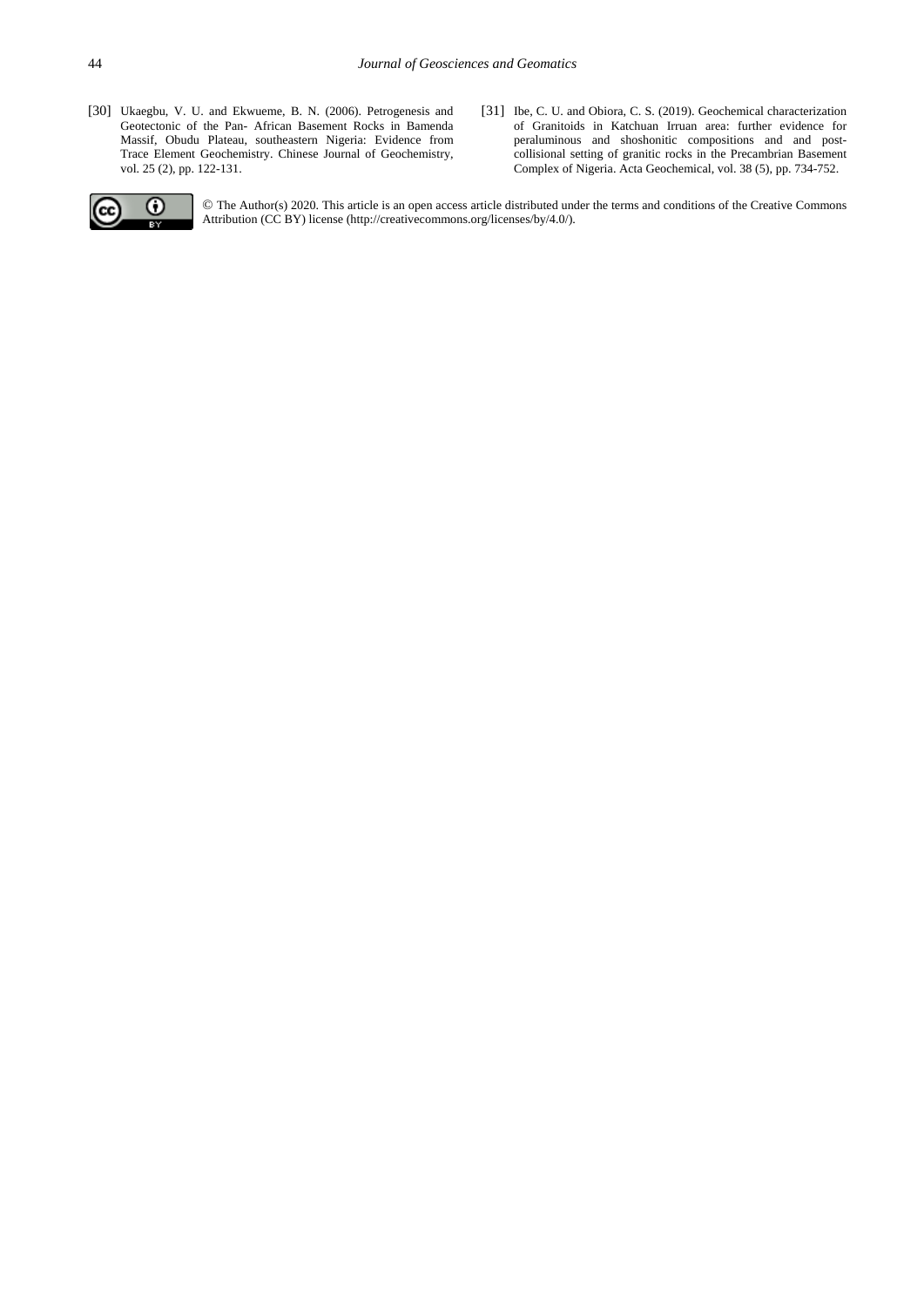[30] Ukaegbu, V. U. and Ekwueme, B. N. (2006). Petrogenesis and Geotectonic of the Pan- African Basement Rocks in Bamenda Massif, Obudu Plateau, southeastern Nigeria: Evidence from Trace Element Geochemistry. Chinese Journal of Geochemistry, vol. 25 (2), pp. 122-131.

[31] Ibe, C. U. and Obiora, C. S. (2019). Geochemical characterization of Granitoids in Katchuan Irruan area: further evidence for peraluminous and shoshonitic compositions and and post-collisional setting of granitic rocks in the Precambrian Basement Complex of Nigeria. Acta Geochemical, vol. 38 (5), pp. 734-752.

© The Author(s) 2020. This article is an open access article distributed under the terms and conditions of the Creative Commons Attribution (CC BY) license (http://creativecommons.org/licenses/by/4.0/).